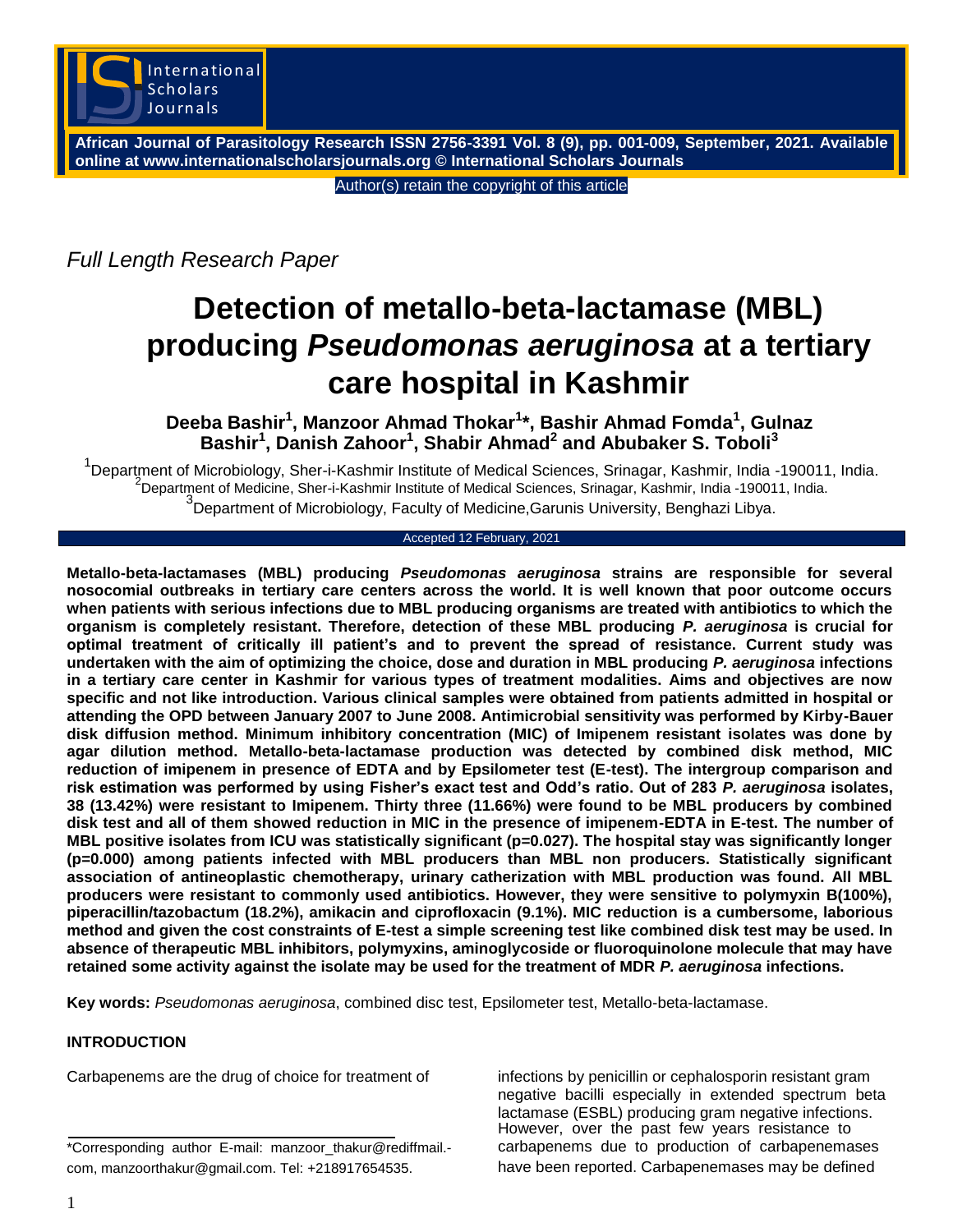Full Length Research Paper

# Detection of metallo-beta-lactamase (MBL) producing *Pseudomonas aeruginosa* at a tertiary care hospital in Kashmir

**Deeba Bashir[1], Manzoor Ahmad Thokar[1]*, Bashir Ahmad Fomda[1], Gulnaz Bashir[1], Danish Zahoor[1], Shabir Ahmad[2] and Abubaker S. Toboli[3]**

[1]Department of Microbiology, Sher-i-Kashmir Institute of Medical Sciences, Srinagar, Kashmir, India -190011, India.
[2]Department of Medicine, Sher-i-Kashmir Institute of Medical Sciences, Srinagar, Kashmir, India -190011, India.
[3]Department of Microbiology, Faculty of Medicine,Garunis University, Benghazi Libya.

Accepted 12 February, 2021

**Metallo-beta-lactamases (MBL) producing *Pseudomonas aeruginosa* strains are responsible for several nosocomial outbreaks in tertiary care centers across the world. It is well known that poor outcome occurs when patients with serious infections due to MBL producing organisms are treated with antibiotics to which the organism is completely resistant. Therefore, detection of these MBL producing *P. aeruginosa* is crucial for optimal treatment of critically ill patient's and to prevent the spread of resistance. Current study was undertaken with the aim of optimizing the choice, dose and duration in MBL producing *P. aeruginosa* infections in a tertiary care center in Kashmir for various types of treatment modalities. Aims and objectives are now specific and not like introduction. Various clinical samples were obtained from patients admitted in hospital or attending the OPD between January 2007 to June 2008. Antimicrobial sensitivity was performed by Kirby-Bauer disk diffusion method. Minimum inhibitory concentration (MIC) of Imipenem resistant isolates was done by agar dilution method. Metallo-beta-lactamase production was detected by combined disk method, MIC reduction of imipenem in presence of EDTA and by Epsilometer test (E-test). The intergroup comparison and risk estimation was performed by using Fisher's exact test and Odd's ratio. Out of 283 *P. aeruginosa* isolates, 38 (13.42%) were resistant to Imipenem. Thirty three (11.66%) were found to be MBL producers by combined disk test and all of them showed reduction in MIC in the presence of imipenem-EDTA in E-test. The number of MBL positive isolates from ICU was statistically significant (p=0.027). The hospital stay was significantly longer (p=0.000) among patients infected with MBL producers than MBL non producers. Statistically significant association of antineoplastic chemotherapy, urinary catherization with MBL production was found. All MBL producers were resistant to commonly used antibiotics. However, they were sensitive to polymyxin B(100%), piperacillin/tazobactum (18.2%), amikacin and ciprofloxacin (9.1%). MIC reduction is a cumbersome, laborious method and given the cost constraints of E-test a simple screening test like combined disk test may be used. In absence of therapeutic MBL inhibitors, polymyxins, aminoglycoside or fluoroquinolone molecule that may have retained some activity against the isolate may be used for the treatment of MDR *P. aeruginosa* infections.**

**Key words:** *Pseudomonas aeruginosa*, combined disc test, Epsilometer test, Metallo-beta-lactamase.

## INTRODUCTION

Carbapenems are the drug of choice for treatment of infections by penicillin or cephalosporin resistant gram negative bacilli especially in extended spectrum beta lactamase (ESBL) producing gram negative infections. However, over the past few years resistance to carbapenems due to production of carbapenemases have been reported. Carbapenemases may be defined

*Corresponding author E-mail: manzoor_thakur@rediffmail.com, manzoorthakur@gmail.com. Tel: +218917654535.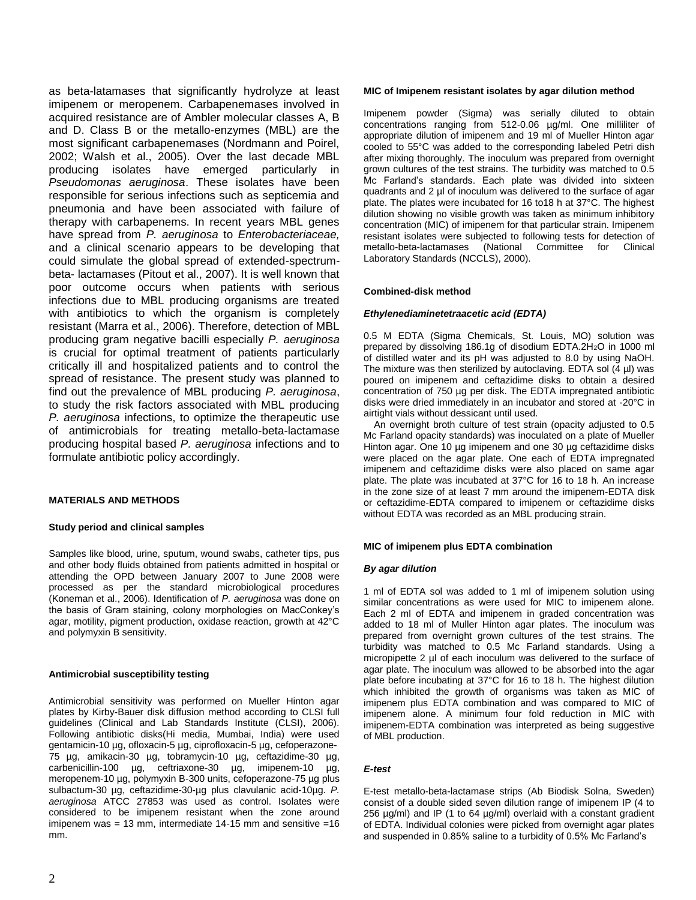as beta-latamases that significantly hydrolyze at least imipenem or meropenem. Carbapenemases involved in acquired resistance are of Ambler molecular classes A, B and D. Class B or the metallo-enzymes (MBL) are the most significant carbapenemases (Nordmann and Poirel, 2002; Walsh et al., 2005). Over the last decade MBL producing isolates have emerged particularly in *Pseudomonas aeruginosa*. These isolates have been responsible for serious infections such as septicemia and pneumonia and have been associated with failure of therapy with carbapenems. In recent years MBL genes have spread from *P. aeruginosa* to *Enterobacteriaceae,* and a clinical scenario appears to be developing that could simulate the global spread of extended-spectrum-beta- lactamases (Pitout et al., 2007). It is well known that poor outcome occurs when patients with serious infections due to MBL producing organisms are treated with antibiotics to which the organism is completely resistant (Marra et al., 2006). Therefore, detection of MBL producing gram negative bacilli especially *P. aeruginosa* is crucial for optimal treatment of patients particularly critically ill and hospitalized patients and to control the spread of resistance. The present study was planned to find out the prevalence of MBL producing *P. aeruginosa*, to study the risk factors associated with MBL producing *P. aeruginosa* infections, to optimize the therapeutic use of antimicrobials for treating metallo-beta-lactamase producing hospital based *P. aeruginosa* infections and to formulate antibiotic policy accordingly.

## MATERIALS AND METHODS

### Study period and clinical samples

Samples like blood, urine, sputum, wound swabs, catheter tips, pus and other body fluids obtained from patients admitted in hospital or attending the OPD between January 2007 to June 2008 were processed as per the standard microbiological procedures (Koneman et al., 2006). Identification of *P. aeruginosa* was done on the basis of Gram staining, colony morphologies on MacConkey's agar, motility, pigment production, oxidase reaction, growth at 42°C and polymyxin B sensitivity.

### Antimicrobial susceptibility testing

Antimicrobial sensitivity was performed on Mueller Hinton agar plates by Kirby-Bauer disk diffusion method according to CLSI full guidelines (Clinical and Lab Standards Institute (CLSI), 2006). Following antibiotic disks(Hi media, Mumbai, India) were used gentamicin-10 µg, ofloxacin-5 µg, ciprofloxacin-5 µg, cefoperazone-75 µg, amikacin-30 µg, tobramycin-10 µg, ceftazidime-30 µg, carbenicillin-100 µg, ceftriaxone-30 µg, imipenem-10 µg, meropenem-10 µg, polymyxin B-300 units, cefoperazone-75 µg plus sulbactum-30 µg, ceftazidime-30-µg plus clavulanic acid-10µg. *P. aeruginosa* ATCC 27853 was used as control. Isolates were considered to be imipenem resistant when the zone around imipenem was = 13 mm, intermediate 14-15 mm and sensitive =16 mm.

### MIC of Imipenem resistant isolates by agar dilution method

Imipenem powder (Sigma) was serially diluted to obtain concentrations ranging from 512-0.06 µg/ml. One milliliter of appropriate dilution of imipenem and 19 ml of Mueller Hinton agar cooled to 55°C was added to the corresponding labeled Petri dish after mixing thoroughly. The inoculum was prepared from overnight grown cultures of the test strains. The turbidity was matched to 0.5 Mc Farland's standards. Each plate was divided into sixteen quadrants and 2 µl of inoculum was delivered to the surface of agar plate. The plates were incubated for 16 to18 h at 37°C. The highest dilution showing no visible growth was taken as minimum inhibitory concentration (MIC) of imipenem for that particular strain. Imipenem resistant isolates were subjected to following tests for detection of metallo-beta-lactamases (National Committee for Clinical Laboratory Standards (NCCLS), 2000).

### Combined-disk method

#### *Ethylenediaminetetraacetic acid (EDTA)*

0.5 M EDTA (Sigma Chemicals, St. Louis, MO) solution was prepared by dissolving 186.1g of disodium EDTA.2$H_2O$ in 1000 ml of distilled water and its pH was adjusted to 8.0 by using NaOH. The mixture was then sterilized by autoclaving. EDTA sol (4 µl) was poured on imipenem and ceftazidime disks to obtain a desired concentration of 750 µg per disk. The EDTA impregnated antibiotic disks were dried immediately in an incubator and stored at -20°C in airtight vials without dessicant until used.

An overnight broth culture of test strain (opacity adjusted to 0.5 Mc Farland opacity standards) was inoculated on a plate of Mueller Hinton agar. One 10 µg imipenem and one 30 µg ceftazidime disks were placed on the agar plate. One each of EDTA impregnated imipenem and ceftazidime disks were also placed on same agar plate. The plate was incubated at 37°C for 16 to 18 h. An increase in the zone size of at least 7 mm around the imipenem-EDTA disk or ceftazidime-EDTA compared to imipenem or ceftazidime disks without EDTA was recorded as an MBL producing strain.

### MIC of imipenem plus EDTA combination

#### *By agar dilution*

1 ml of EDTA sol was added to 1 ml of imipenem solution using similar concentrations as were used for MIC to imipenem alone. Each 2 ml of EDTA and imipenem in graded concentration was added to 18 ml of Muller Hinton agar plates. The inoculum was prepared from overnight grown cultures of the test strains. The turbidity was matched to 0.5 Mc Farland standards. Using a micropipette 2 µl of each inoculum was delivered to the surface of agar plate. The inoculum was allowed to be absorbed into the agar plate before incubating at 37°C for 16 to 18 h. The highest dilution which inhibited the growth of organisms was taken as MIC of imipenem plus EDTA combination and was compared to MIC of imipenem alone. A minimum four fold reduction in MIC with imipenem-EDTA combination was interpreted as being suggestive of MBL production.

#### *E-test*

E-test metallo-beta-lactamase strips (Ab Biodisk Solna, Sweden) consist of a double sided seven dilution range of imipenem IP (4 to 256 µg/ml) and IP (1 to 64 µg/ml) overlaid with a constant gradient of EDTA. Individual colonies were picked from overnight agar plates and suspended in 0.85% saline to a turbidity of 0.5% Mc Farland's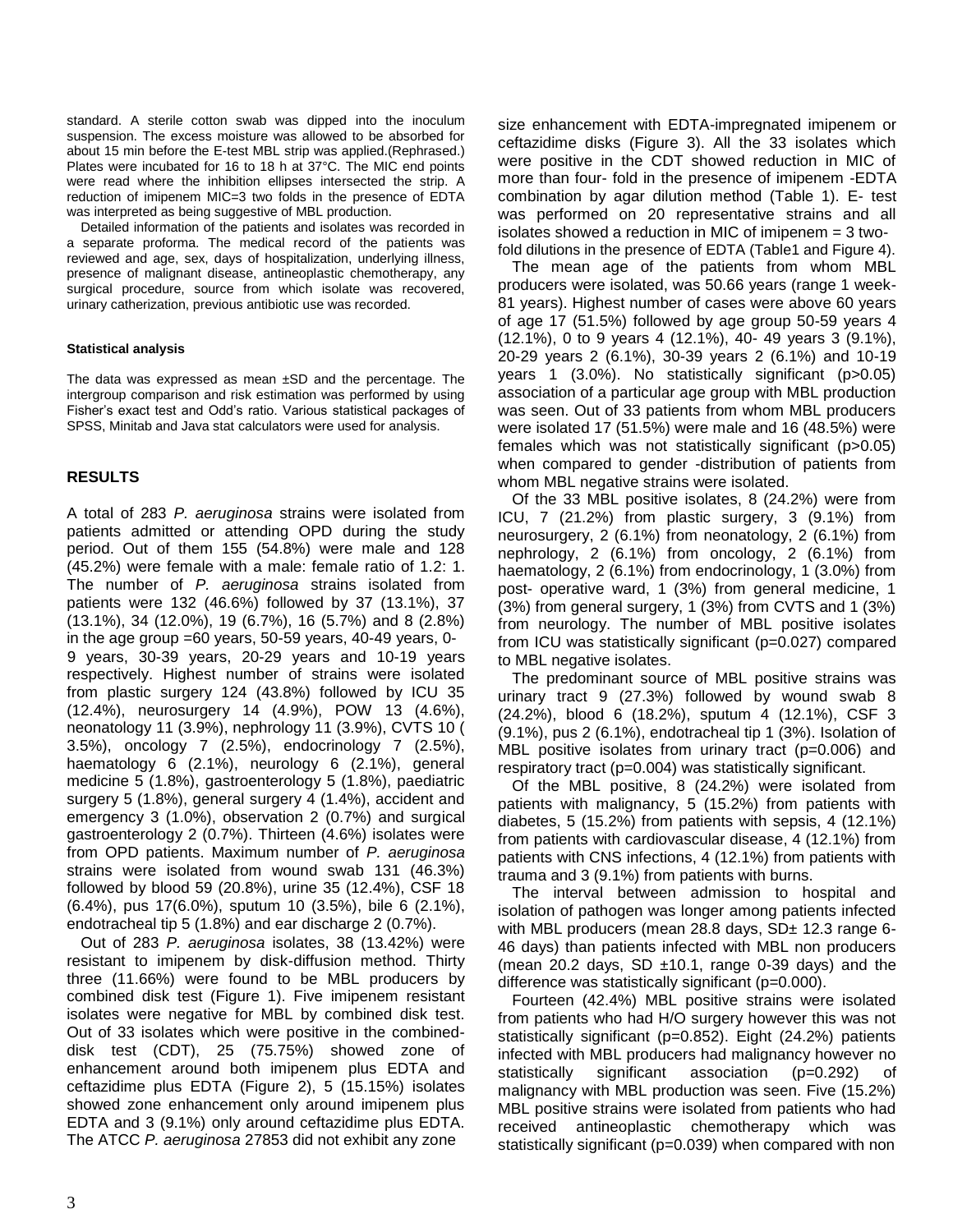standard. A sterile cotton swab was dipped into the inoculum suspension. The excess moisture was allowed to be absorbed for about 15 min before the E-test MBL strip was applied.(Rephrased.) Plates were incubated for 16 to 18 h at 37°C. The MIC end points were read where the inhibition ellipses intersected the strip. A reduction of imipenem MIC=3 two folds in the presence of EDTA was interpreted as being suggestive of MBL production.

Detailed information of the patients and isolates was recorded in a separate proforma. The medical record of the patients was reviewed and age, sex, days of hospitalization, underlying illness, presence of malignant disease, antineoplastic chemotherapy, any surgical procedure, source from which isolate was recovered, urinary catherization, previous antibiotic use was recorded.

#### Statistical analysis

The data was expressed as mean ±SD and the percentage. The intergroup comparison and risk estimation was performed by using Fisher's exact test and Odd's ratio. Various statistical packages of SPSS, Minitab and Java stat calculators were used for analysis.

## RESULTS

A total of 283 *P. aeruginosa* strains were isolated from patients admitted or attending OPD during the study period. Out of them 155 (54.8%) were male and 128 (45.2%) were female with a male: female ratio of 1.2: 1. The number of *P. aeruginosa* strains isolated from patients were 132 (46.6%) followed by 37 (13.1%), 37 (13.1%), 34 (12.0%), 19 (6.7%), 16 (5.7%) and 8 (2.8%) in the age group =60 years, 50-59 years, 40-49 years, 0-9 years, 30-39 years, 20-29 years and 10-19 years respectively. Highest number of strains were isolated from plastic surgery 124 (43.8%) followed by ICU 35 (12.4%), neurosurgery 14 (4.9%), POW 13 (4.6%), neonatology 11 (3.9%), nephrology 11 (3.9%), CVTS 10 ( 3.5%), oncology 7 (2.5%), endocrinology 7 (2.5%), haematology 6 (2.1%), neurology 6 (2.1%), general medicine 5 (1.8%), gastroenterology 5 (1.8%), paediatric surgery 5 (1.8%), general surgery 4 (1.4%), accident and emergency 3 (1.0%), observation 2 (0.7%) and surgical gastroenterology 2 (0.7%). Thirteen (4.6%) isolates were from OPD patients. Maximum number of *P. aeruginosa* strains were isolated from wound swab 131 (46.3%) followed by blood 59 (20.8%), urine 35 (12.4%), CSF 18 (6.4%), pus 17(6.0%), sputum 10 (3.5%), bile 6 (2.1%), endotracheal tip 5 (1.8%) and ear discharge 2 (0.7%).

Out of 283 *P. aeruginosa* isolates, 38 (13.42%) were resistant to imipenem by disk-diffusion method. Thirty three (11.66%) were found to be MBL producers by combined disk test (Figure 1). Five imipenem resistant isolates were negative for MBL by combined disk test. Out of 33 isolates which were positive in the combined-disk test (CDT), 25 (75.75%) showed zone of enhancement around both imipenem plus EDTA and ceftazidime plus EDTA (Figure 2), 5 (15.15%) isolates showed zone enhancement only around imipenem plus EDTA and 3 (9.1%) only around ceftazidime plus EDTA. The ATCC *P. aeruginosa* 27853 did not exhibit any zone size enhancement with EDTA-impregnated imipenem or ceftazidime disks (Figure 3). All the 33 isolates which were positive in the CDT showed reduction in MIC of more than four- fold in the presence of imipenem -EDTA combination by agar dilution method (Table 1). E- test was performed on 20 representative strains and all isolates showed a reduction in MIC of imipenem = 3 two-fold dilutions in the presence of EDTA (Table1 and Figure 4).

The mean age of the patients from whom MBL producers were isolated, was 50.66 years (range 1 week-81 years). Highest number of cases were above 60 years of age 17 (51.5%) followed by age group 50-59 years 4 (12.1%), 0 to 9 years 4 (12.1%), 40- 49 years 3 (9.1%), 20-29 years 2 (6.1%), 30-39 years 2 (6.1%) and 10-19 years 1 (3.0%). No statistically significant (p>0.05) association of a particular age group with MBL production was seen. Out of 33 patients from whom MBL producers were isolated 17 (51.5%) were male and 16 (48.5%) were females which was not statistically significant (p>0.05) when compared to gender -distribution of patients from whom MBL negative strains were isolated.

Of the 33 MBL positive isolates, 8 (24.2%) were from ICU, 7 (21.2%) from plastic surgery, 3 (9.1%) from neurosurgery, 2 (6.1%) from neonatology, 2 (6.1%) from nephrology, 2 (6.1%) from oncology, 2 (6.1%) from haematology, 2 (6.1%) from endocrinology, 1 (3.0%) from post- operative ward, 1 (3%) from general medicine, 1 (3%) from general surgery, 1 (3%) from CVTS and 1 (3%) from neurology. The number of MBL positive isolates from ICU was statistically significant (p=0.027) compared to MBL negative isolates.

The predominant source of MBL positive strains was urinary tract 9 (27.3%) followed by wound swab 8 (24.2%), blood 6 (18.2%), sputum 4 (12.1%), CSF 3 (9.1%), pus 2 (6.1%), endotracheal tip 1 (3%). Isolation of MBL positive isolates from urinary tract (p=0.006) and respiratory tract (p=0.004) was statistically significant.

Of the MBL positive, 8 (24.2%) were isolated from patients with malignancy, 5 (15.2%) from patients with diabetes, 5 (15.2%) from patients with sepsis, 4 (12.1%) from patients with cardiovascular disease, 4 (12.1%) from patients with CNS infections, 4 (12.1%) from patients with trauma and 3 (9.1%) from patients with burns.

The interval between admission to hospital and isolation of pathogen was longer among patients infected with MBL producers (mean 28.8 days, SD± 12.3 range 6-46 days) than patients infected with MBL non producers (mean 20.2 days, SD ±10.1, range 0-39 days) and the difference was statistically significant (p=0.000).

Fourteen (42.4%) MBL positive strains were isolated from patients who had H/O surgery however this was not statistically significant (p=0.852). Eight (24.2%) patients infected with MBL producers had malignancy however no statistically significant association (p=0.292) of malignancy with MBL production was seen. Five (15.2%) MBL positive strains were isolated from patients who had received antineoplastic chemotherapy which was statistically significant (p=0.039) when compared with non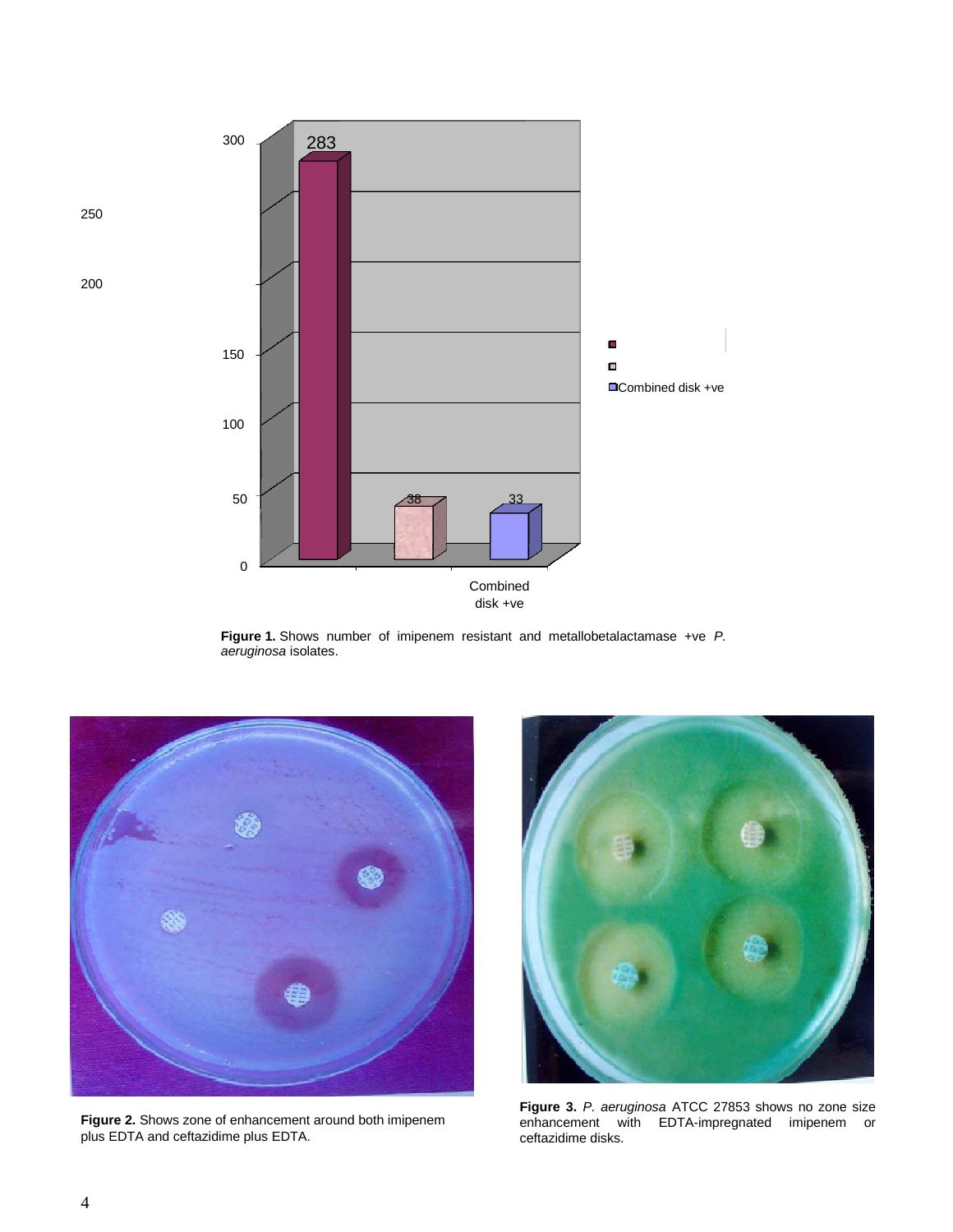**Figure 1.** Shows number of imipenem resistant and metallobetalactamase +ve *P. aeruginosa* isolates.

**Figure 2.** Shows zone of enhancement around both imipenem plus EDTA and ceftazidime plus EDTA.

**Figure 3.** *P. aeruginosa* ATCC 27853 shows no zone size enhancement with EDTA-impregnated imipenem or ceftazidime disks.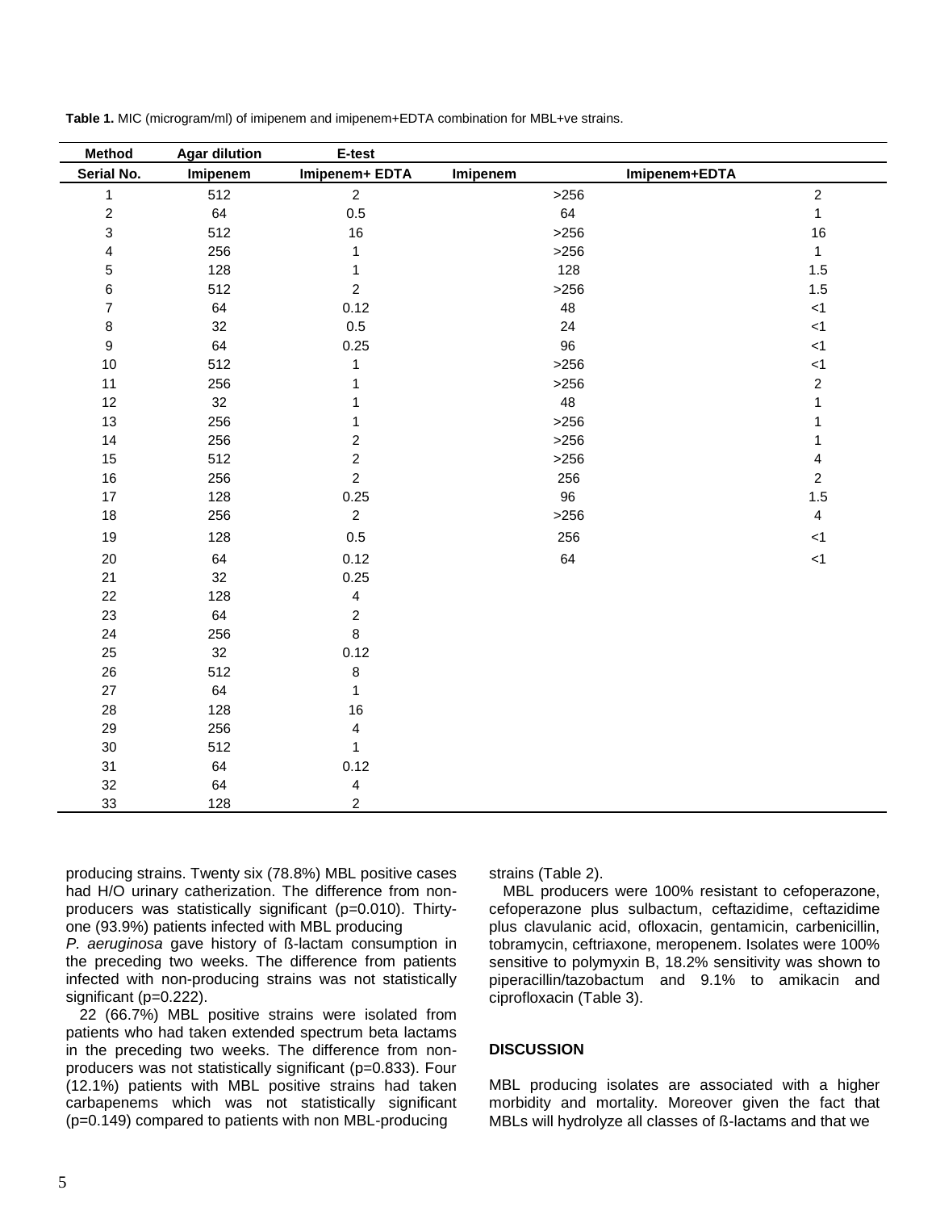**Table 1.** MIC (microgram/ml) of imipenem and imipenem+EDTA combination for MBL+ve strains.

| Method | Agar dilution | | E-test | |
|---|---|---|---|---|
| Serial No. | Imipenem | Imipenem+ EDTA | Imipenem | Imipenem+EDTA |
| 1 | 512 | 2 | >256 | 2 |
| 2 | 64 | 0.5 | 64 | 1 |
| 3 | 512 | 16 | >256 | 16 |
| 4 | 256 | 1 | >256 | 1 |
| 5 | 128 | 1 | 128 | 1.5 |
| 6 | 512 | 2 | >256 | 1.5 |
| 7 | 64 | 0.12 | 48 | <1 |
| 8 | 32 | 0.5 | 24 | <1 |
| 9 | 64 | 0.25 | 96 | <1 |
| 10 | 512 | 1 | >256 | <1 |
| 11 | 256 | 1 | >256 | 2 |
| 12 | 32 | 1 | 48 | 1 |
| 13 | 256 | 1 | >256 | 1 |
| 14 | 256 | 2 | >256 | 1 |
| 15 | 512 | 2 | >256 | 4 |
| 16 | 256 | 2 | 256 | 2 |
| 17 | 128 | 0.25 | 96 | 1.5 |
| 18 | 256 | 2 | >256 | 4 |
| 19 | 128 | 0.5 | 256 | <1 |
| 20 | 64 | 0.12 | 64 | <1 |
| 21 | 32 | 0.25 | | |
| 22 | 128 | 4 | | |
| 23 | 64 | 2 | | |
| 24 | 256 | 8 | | |
| 25 | 32 | 0.12 | | |
| 26 | 512 | 8 | | |
| 27 | 64 | 1 | | |
| 28 | 128 | 16 | | |
| 29 | 256 | 4 | | |
| 30 | 512 | 1 | | |
| 31 | 64 | 0.12 | | |
| 32 | 64 | 4 | | |
| 33 | 128 | 2 | | |

producing strains. Twenty six (78.8%) MBL positive cases had H/O urinary catherization. The difference from non-producers was statistically significant (p=0.010). Thirty-one (93.9%) patients infected with MBL producing *P. aeruginosa* gave history of ß-lactam consumption in the preceding two weeks. The difference from patients infected with non-producing strains was not statistically significant (p=0.222).

22 (66.7%) MBL positive strains were isolated from patients who had taken extended spectrum beta lactams in the preceding two weeks. The difference from non-producers was not statistically significant (p=0.833). Four (12.1%) patients with MBL positive strains had taken carbapenems which was not statistically significant (p=0.149) compared to patients with non MBL-producing strains (Table 2).

MBL producers were 100% resistant to cefoperazone, cefoperazone plus sulbactum, ceftazidime, ceftazidime plus clavulanic acid, ofloxacin, gentamicin, carbenicillin, tobramycin, ceftriaxone, meropenem. Isolates were 100% sensitive to polymyxin B, 18.2% sensitivity was shown to piperacillin/tazobactum and 9.1% to amikacin and ciprofloxacin (Table 3).

## DISCUSSION

MBL producing isolates are associated with a higher morbidity and mortality. Moreover given the fact that MBLs will hydrolyze all classes of ß-lactams and that we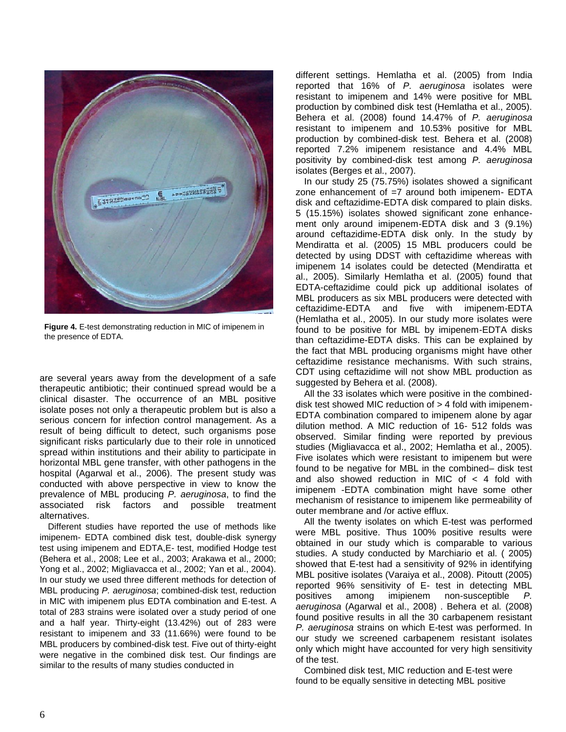**Figure 4.** E-test demonstrating reduction in MIC of imipenem in the presence of EDTA.

are several years away from the development of a safe therapeutic antibiotic; their continued spread would be a clinical disaster. The occurrence of an MBL positive isolate poses not only a therapeutic problem but is also a serious concern for infection control management. As a result of being difficult to detect, such organisms pose significant risks particularly due to their role in unnoticed spread within institutions and their ability to participate in horizontal MBL gene transfer, with other pathogens in the hospital (Agarwal et al., 2006). The present study was conducted with above perspective in view to know the prevalence of MBL producing *P. aeruginosa*, to find the associated risk factors and possible treatment alternatives.

Different studies have reported the use of methods like imipenem- EDTA combined disk test, double-disk synergy test using imipenem and EDTA,E- test, modified Hodge test (Behera et al., 2008; Lee et al., 2003; Arakawa et al., 2000; Yong et al., 2002; Migliavacca et al., 2002; Yan et al., 2004). In our study we used three different methods for detection of MBL producing *P. aeruginosa*; combined-disk test, reduction in MIC with imipenem plus EDTA combination and E-test. A total of 283 strains were isolated over a study period of one and a half year. Thirty-eight (13.42%) out of 283 were resistant to imipenem and 33 (11.66%) were found to be MBL producers by combined-disk test. Five out of thirty-eight were negative in the combined disk test. Our findings are similar to the results of many studies conducted in different settings. Hemlatha et al. (2005) from India reported that 16% of *P. aeruginosa* isolates were resistant to imipenem and 14% were positive for MBL production by combined disk test (Hemlatha et al., 2005). Behera et al. (2008) found 14.47% of *P. aeruginosa* resistant to imipenem and 10.53% positive for MBL production by combined-disk test. Behera et al. (2008) reported 7.2% imipenem resistance and 4.4% MBL positivity by combined-disk test among *P. aeruginosa* isolates (Berges et al., 2007).

In our study 25 (75.75%) isolates showed a significant zone enhancement of =7 around both imipenem- EDTA disk and ceftazidime-EDTA disk compared to plain disks. 5 (15.15%) isolates showed significant zone enhancement only around imipenem-EDTA disk and 3 (9.1%) around ceftazidime-EDTA disk only. In the study by Mendiratta et al. (2005) 15 MBL producers could be detected by using DDST with ceftazidime whereas with imipenem 14 isolates could be detected (Mendiratta et al., 2005). Similarly Hemlatha et al. (2005) found that EDTA-ceftazidime could pick up additional isolates of MBL producers as six MBL producers were detected with ceftazidime-EDTA and five with imipenem-EDTA (Hemlatha et al., 2005). In our study more isolates were found to be positive for MBL by imipenem-EDTA disks than ceftazidime-EDTA disks. This can be explained by the fact that MBL producing organisms might have other ceftazidime resistance mechanisms. With such strains, CDT using ceftazidime will not show MBL production as suggested by Behera et al. (2008).

All the 33 isolates which were positive in the combined-disk test showed MIC reduction of > 4 fold with imipenem-EDTA combination compared to imipenem alone by agar dilution method. A MIC reduction of 16- 512 folds was observed. Similar finding were reported by previous studies (Migliavacca et al., 2002; Hemlatha et al., 2005). Five isolates which were resistant to imipenem but were found to be negative for MBL in the combined– disk test and also showed reduction in MIC of < 4 fold with imipenem -EDTA combination might have some other mechanism of resistance to imipenem like permeability of outer membrane and /or active efflux.

All the twenty isolates on which E-test was performed were MBL positive. Thus 100% positive results were obtained in our study which is comparable to various studies. A study conducted by Marchiario et al. ( 2005) showed that E-test had a sensitivity of 92% in identifying MBL positive isolates (Varaiya et al., 2008). Pitoutt (2005) reported 96% sensitivity of E- test in detecting MBL positives among imipienem non-susceptible *P. aeruginosa* (Agarwal et al., 2008) . Behera et al. (2008) found positive results in all the 30 carbapenem resistant *P. aeruginosa* strains on which E-test was performed. In our study we screened carbapenem resistant isolates only which might have accounted for very high sensitivity of the test.

Combined disk test, MIC reduction and E-test were found to be equally sensitive in detecting MBL positive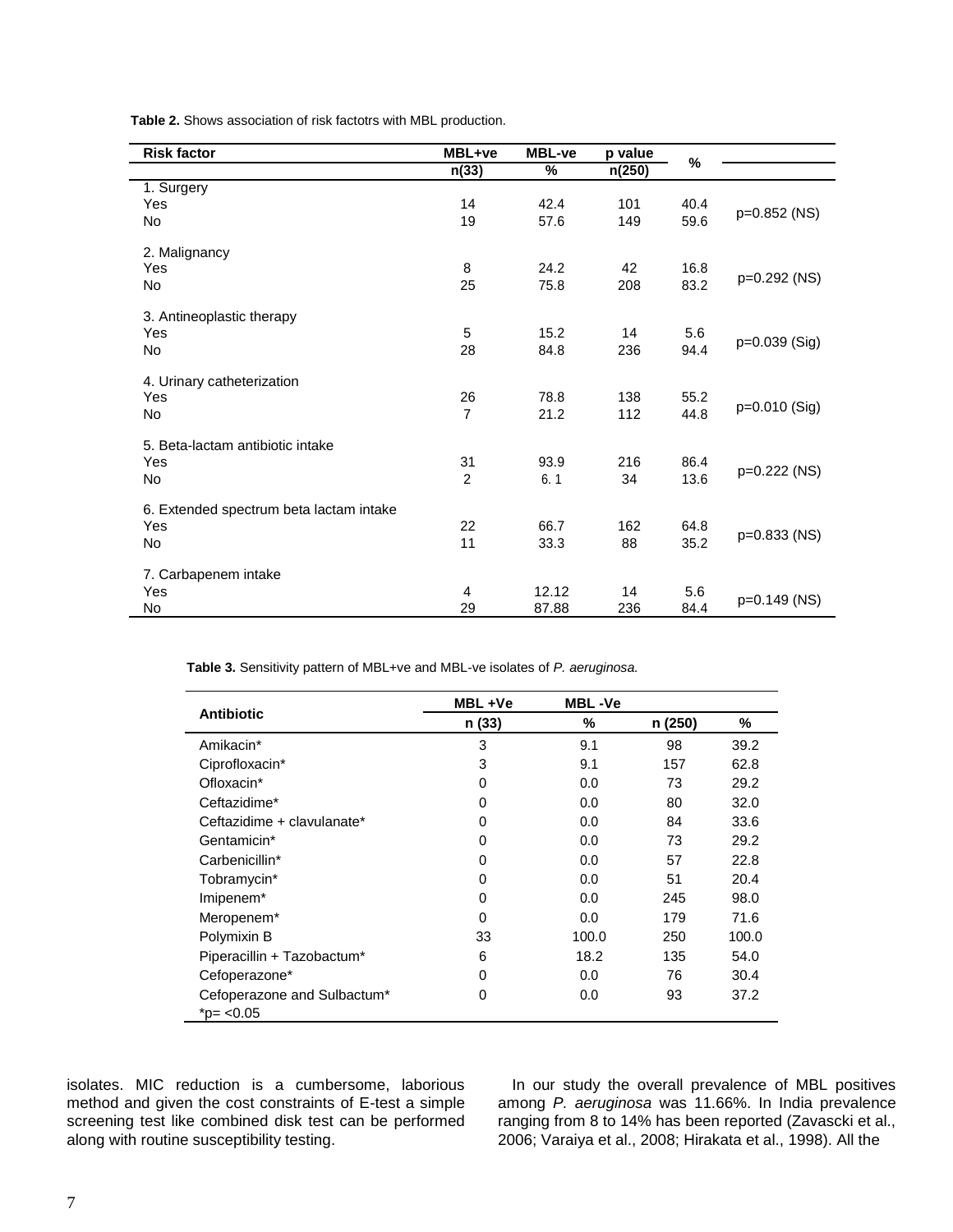**Table 2.** Shows association of risk factotrs with MBL production.

| Risk factor | MBL+ve | MBL-ve | p value | % | |
|---|---|---|---|---|---|
| | n(33) | % | n(250) | | |
| 1. Surgery | | | | | |
| Yes | 14 | 42.4 | 101 | 40.4 | p=0.852 (NS) |
| No | 19 | 57.6 | 149 | 59.6 | |
| 2. Malignancy | | | | | |
| Yes | 8 | 24.2 | 42 | 16.8 | p=0.292 (NS) |
| No | 25 | 75.8 | 208 | 83.2 | |
| 3. Antineoplastic therapy | | | | | |
| Yes | 5 | 15.2 | 14 | 5.6 | p=0.039 (Sig) |
| No | 28 | 84.8 | 236 | 94.4 | |
| 4. Urinary catheterization | | | | | |
| Yes | 26 | 78.8 | 138 | 55.2 | p=0.010 (Sig) |
| No | 7 | 21.2 | 112 | 44.8 | |
| 5. Beta-lactam antibiotic intake | | | | | |
| Yes | 31 | 93.9 | 216 | 86.4 | p=0.222 (NS) |
| No | 2 | 6. 1 | 34 | 13.6 | |
| 6. Extended spectrum beta lactam intake | | | | | |
| Yes | 22 | 66.7 | 162 | 64.8 | p=0.833 (NS) |
| No | 11 | 33.3 | 88 | 35.2 | |
| 7. Carbapenem intake | | | | | |
| Yes | 4 | 12.12 | 14 | 5.6 | p=0.149 (NS) |
| No | 29 | 87.88 | 236 | 84.4 | |

**Table 3.** Sensitivity pattern of MBL+ve and MBL-ve isolates of *P. aeruginosa.*

| Antibiotic | MBL +Ve | MBL -Ve | | |
|---|---|---|---|---|
| | n (33) | % | n (250) | % |
| Amikacin* | 3 | 9.1 | 98 | 39.2 |
| Ciprofloxacin* | 3 | 9.1 | 157 | 62.8 |
| Ofloxacin* | 0 | 0.0 | 73 | 29.2 |
| Ceftazidime* | 0 | 0.0 | 80 | 32.0 |
| Ceftazidime + clavulanate* | 0 | 0.0 | 84 | 33.6 |
| Gentamicin* | 0 | 0.0 | 73 | 29.2 |
| Carbenicillin* | 0 | 0.0 | 57 | 22.8 |
| Tobramycin* | 0 | 0.0 | 51 | 20.4 |
| Imipenem* | 0 | 0.0 | 245 | 98.0 |
| Meropenem* | 0 | 0.0 | 179 | 71.6 |
| Polymixin B | 33 | 100.0 | 250 | 100.0 |
| Piperacillin + Tazobactum* | 6 | 18.2 | 135 | 54.0 |
| Cefoperazone* | 0 | 0.0 | 76 | 30.4 |
| Cefoperazone and Sulbactum* | 0 | 0.0 | 93 | 37.2 |

*p= <0.05

isolates. MIC reduction is a cumbersome, laborious method and given the cost constraints of E-test a simple screening test like combined disk test can be performed along with routine susceptibility testing.

In our study the overall prevalence of MBL positives among *P. aeruginosa* was 11.66%. In India prevalence ranging from 8 to 14% has been reported (Zavascki et al., 2006; Varaiya et al., 2008; Hirakata et al., 1998). All the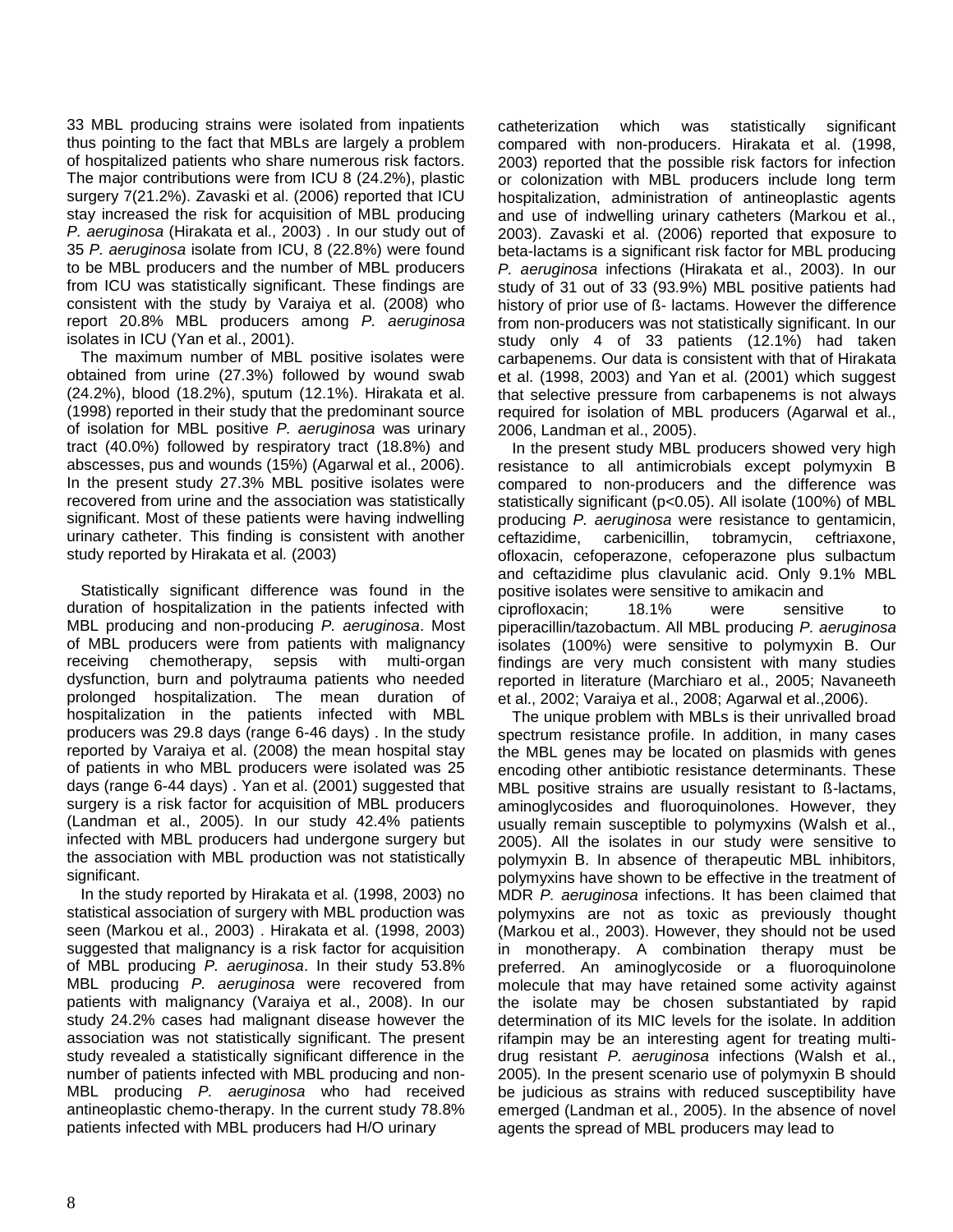33 MBL producing strains were isolated from inpatients thus pointing to the fact that MBLs are largely a problem of hospitalized patients who share numerous risk factors. The major contributions were from ICU 8 (24.2%), plastic surgery 7(21.2%). Zavaski et al. (2006) reported that ICU stay increased the risk for acquisition of MBL producing *P. aeruginosa* (Hirakata et al., 2003) . In our study out of 35 *P. aeruginosa* isolate from ICU, 8 (22.8%) were found to be MBL producers and the number of MBL producers from ICU was statistically significant. These findings are consistent with the study by Varaiya et al. (2008) who report 20.8% MBL producers among *P. aeruginosa* isolates in ICU (Yan et al., 2001).

The maximum number of MBL positive isolates were obtained from urine (27.3%) followed by wound swab (24.2%), blood (18.2%), sputum (12.1%). Hirakata et al. (1998) reported in their study that the predominant source of isolation for MBL positive *P. aeruginosa* was urinary tract (40.0%) followed by respiratory tract (18.8%) and abscesses, pus and wounds (15%) (Agarwal et al., 2006). In the present study 27.3% MBL positive isolates were recovered from urine and the association was statistically significant. Most of these patients were having indwelling urinary catheter. This finding is consistent with another study reported by Hirakata et al. (2003)

Statistically significant difference was found in the duration of hospitalization in the patients infected with MBL producing and non-producing *P. aeruginosa*. Most of MBL producers were from patients with malignancy receiving chemotherapy, sepsis with multi-organ dysfunction, burn and polytrauma patients who needed prolonged hospitalization. The mean duration of hospitalization in the patients infected with MBL producers was 29.8 days (range 6-46 days) . In the study reported by Varaiya et al. (2008) the mean hospital stay of patients in who MBL producers were isolated was 25 days (range 6-44 days) . Yan et al. (2001) suggested that surgery is a risk factor for acquisition of MBL producers (Landman et al., 2005). In our study 42.4% patients infected with MBL producers had undergone surgery but the association with MBL production was not statistically significant.

In the study reported by Hirakata et al. (1998, 2003) no statistical association of surgery with MBL production was seen (Markou et al., 2003) . Hirakata et al. (1998, 2003) suggested that malignancy is a risk factor for acquisition of MBL producing *P. aeruginosa*. In their study 53.8% MBL producing *P. aeruginosa* were recovered from patients with malignancy (Varaiya et al., 2008). In our study 24.2% cases had malignant disease however the association was not statistically significant. The present study revealed a statistically significant difference in the number of patients infected with MBL producing and non-MBL producing *P. aeruginosa* who had received antineoplastic chemo-therapy. In the current study 78.8% patients infected with MBL producers had H/O urinary catheterization which was statistically significant compared with non-producers. Hirakata et al. (1998, 2003) reported that the possible risk factors for infection or colonization with MBL producers include long term hospitalization, administration of antineoplastic agents and use of indwelling urinary catheters (Markou et al., 2003). Zavaski et al. (2006) reported that exposure to beta-lactams is a significant risk factor for MBL producing *P. aeruginosa* infections (Hirakata et al., 2003). In our study of 31 out of 33 (93.9%) MBL positive patients had history of prior use of ß- lactams. However the difference from non-producers was not statistically significant. In our study only 4 of 33 patients (12.1%) had taken carbapenems. Our data is consistent with that of Hirakata et al. (1998, 2003) and Yan et al. (2001) which suggest that selective pressure from carbapenems is not always required for isolation of MBL producers (Agarwal et al., 2006, Landman et al., 2005).

In the present study MBL producers showed very high resistance to all antimicrobials except polymyxin B compared to non-producers and the difference was statistically significant ($p<0.05$). All isolate (100%) of MBL producing *P. aeruginosa* were resistance to gentamicin, ceftazidime, carbenicillin, tobramycin, ceftriaxone, ofloxacin, cefoperazone, cefoperazone plus sulbactum and ceftazidime plus clavulanic acid. Only 9.1% MBL positive isolates were sensitive to amikacin and ciprofloxacin; 18.1% were sensitive to piperacillin/tazobactum. All MBL producing *P. aeruginosa* isolates (100%) were sensitive to polymyxin B. Our findings are very much consistent with many studies reported in literature (Marchiaro et al., 2005; Navaneeth et al., 2002; Varaiya et al., 2008; Agarwal et al.,2006).

The unique problem with MBLs is their unrivalled broad spectrum resistance profile. In addition, in many cases the MBL genes may be located on plasmids with genes encoding other antibiotic resistance determinants. These MBL positive strains are usually resistant to ß-lactams, aminoglycosides and fluoroquinolones. However, they usually remain susceptible to polymyxins (Walsh et al., 2005). All the isolates in our study were sensitive to polymyxin B. In absence of therapeutic MBL inhibitors, polymyxins have shown to be effective in the treatment of MDR *P. aeruginosa* infections. It has been claimed that polymyxins are not as toxic as previously thought (Markou et al., 2003). However, they should not be used in monotherapy. A combination therapy must be preferred. An aminoglycoside or a fluoroquinolone molecule that may have retained some activity against the isolate may be chosen substantiated by rapid determination of its MIC levels for the isolate. In addition rifampin may be an interesting agent for treating multi-drug resistant *P. aeruginosa* infections (Walsh et al., 2005). In the present scenario use of polymyxin B should be judicious as strains with reduced susceptibility have emerged (Landman et al., 2005). In the absence of novel agents the spread of MBL producers may lead to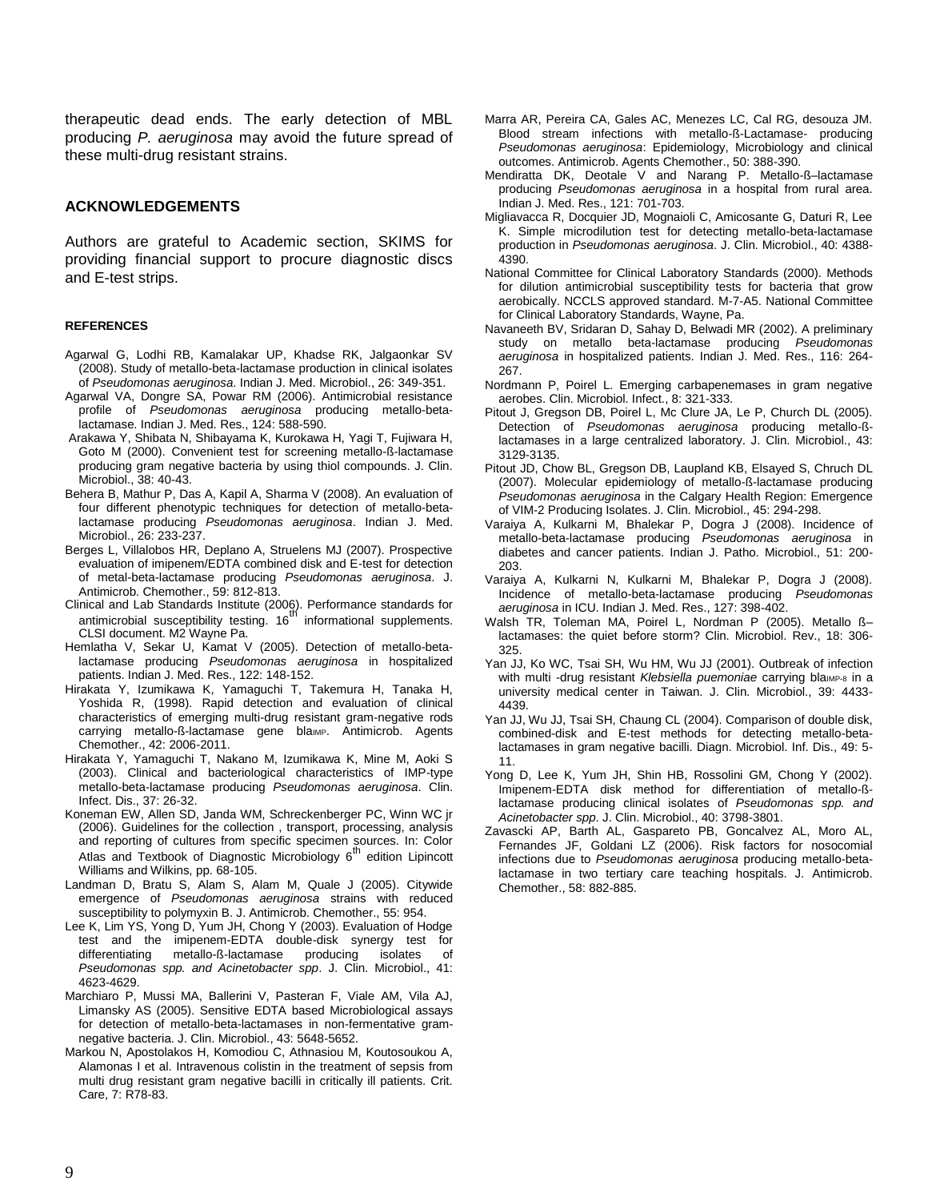therapeutic dead ends. The early detection of MBL producing *P. aeruginosa* may avoid the future spread of these multi-drug resistant strains.

## ACKNOWLEDGEMENTS

Authors are grateful to Academic section, SKIMS for providing financial support to procure diagnostic discs and E-test strips.

## REFERENCES

Agarwal G, Lodhi RB, Kamalakar UP, Khadse RK, Jalgaonkar SV (2008). Study of metallo-beta-lactamase production in clinical isolates of *Pseudomonas aeruginosa*. Indian J. Med. Microbiol., 26: 349-351.

Agarwal VA, Dongre SA, Powar RM (2006). Antimicrobial resistance profile of *Pseudomonas aeruginosa* producing metallo-beta-lactamase. Indian J. Med. Res., 124: 588-590.

Arakawa Y, Shibata N, Shibayama K, Kurokawa H, Yagi T, Fujiwara H, Goto M (2000). Convenient test for screening metallo-ß-lactamase producing gram negative bacteria by using thiol compounds. J. Clin. Microbiol., 38: 40-43.

Behera B, Mathur P, Das A, Kapil A, Sharma V (2008). An evaluation of four different phenotypic techniques for detection of metallo-beta-lactamase producing *Pseudomonas aeruginosa*. Indian J. Med. Microbiol., 26: 233-237.

Berges L, Villalobos HR, Deplano A, Struelens MJ (2007). Prospective evaluation of imipenem/EDTA combined disk and E-test for detection of metal-beta-lactamase producing *Pseudomonas aeruginosa*. J. Antimicrob. Chemother., 59: 812-813.

Clinical and Lab Standards Institute (2006). Performance standards for antimicrobial susceptibility testing. 16th informational supplements. CLSI document. M2 Wayne Pa.

Hemlatha V, Sekar U, Kamat V (2005). Detection of metallo-beta-lactamase producing *Pseudomonas aeruginosa* in hospitalized patients. Indian J. Med. Res., 122: 148-152.

Hirakata Y, Izumikawa K, Yamaguchi T, Takemura H, Tanaka H, Yoshida R, (1998). Rapid detection and evaluation of clinical characteristics of emerging multi-drug resistant gram-negative rods carrying metallo-ß-lactamase gene $bla_{IMP}$. Antimicrob. Agents Chemother., 42: 2006-2011.

Hirakata Y, Yamaguchi T, Nakano M, Izumikawa K, Mine M, Aoki S (2003). Clinical and bacteriological characteristics of IMP-type metallo-beta-lactamase producing *Pseudomonas aeruginosa*. Clin. Infect. Dis., 37: 26-32.

Koneman EW, Allen SD, Janda WM, Schreckenberger PC, Winn WC jr (2006). Guidelines for the collection , transport, processing, analysis and reporting of cultures from specific specimen sources. In: Color Atlas and Textbook of Diagnostic Microbiology 6th edition Lipincott Williams and Wilkins, pp. 68-105.

Landman D, Bratu S, Alam S, Alam M, Quale J (2005). Citywide emergence of *Pseudomonas aeruginosa* strains with reduced susceptibility to polymyxin B. J. Antimicrob. Chemother., 55: 954.

Lee K, Lim YS, Yong D, Yum JH, Chong Y (2003). Evaluation of Hodge test and the imipenem-EDTA double-disk synergy test for differentiating metallo-ß-lactamase producing isolates of *Pseudomonas spp. and Acinetobacter spp*. J. Clin. Microbiol., 41: 4623-4629.

Marchiaro P, Mussi MA, Ballerini V, Pasteran F, Viale AM, Vila AJ, Limansky AS (2005). Sensitive EDTA based Microbiological assays for detection of metallo-beta-lactamases in non-fermentative gram-negative bacteria. J. Clin. Microbiol., 43: 5648-5652.

Markou N, Apostolakos H, Komodiou C, Athnasiou M, Koutosoukou A, Alamonas I et al. Intravenous colistin in the treatment of sepsis from multi drug resistant gram negative bacilli in critically ill patients. Crit. Care, 7: R78-83.

Marra AR, Pereira CA, Gales AC, Menezes LC, Cal RG, desouza JM. Blood stream infections with metallo-ß-Lactamase- producing *Pseudomonas aeruginosa*: Epidemiology, Microbiology and clinical outcomes. Antimicrob. Agents Chemother., 50: 388-390.

Mendiratta DK, Deotale V and Narang P. Metallo-ß–lactamase producing *Pseudomonas aeruginosa* in a hospital from rural area. Indian J. Med. Res., 121: 701-703.

Migliavacca R, Docquier JD, Mognaioli C, Amicosante G, Daturi R, Lee K. Simple microdilution test for detecting metallo-beta-lactamase production in *Pseudomonas aeruginosa*. J. Clin. Microbiol., 40: 4388-4390.

National Committee for Clinical Laboratory Standards (2000). Methods for dilution antimicrobial susceptibility tests for bacteria that grow aerobically. NCCLS approved standard. M-7-A5. National Committee for Clinical Laboratory Standards, Wayne, Pa.

Navaneeth BV, Sridaran D, Sahay D, Belwadi MR (2002). A preliminary study on metallo beta-lactamase producing *Pseudomonas aeruginosa* in hospitalized patients. Indian J. Med. Res., 116: 264-267.

Nordmann P, Poirel L. Emerging carbapenemases in gram negative aerobes. Clin. Microbiol. Infect., 8: 321-333.

Pitout J, Gregson DB, Poirel L, Mc Clure JA, Le P, Church DL (2005). Detection of *Pseudomonas aeruginosa* producing metallo-ß-lactamases in a large centralized laboratory. J. Clin. Microbiol., 43: 3129-3135.

Pitout JD, Chow BL, Gregson DB, Laupland KB, Elsayed S, Chruch DL (2007). Molecular epidemiology of metallo-ß-lactamase producing *Pseudomonas aeruginosa* in the Calgary Health Region: Emergence of VIM-2 Producing Isolates. J. Clin. Microbiol., 45: 294-298.

Varaiya A, Kulkarni M, Bhalekar P, Dogra J (2008). Incidence of metallo-beta-lactamase producing *Pseudomonas aeruginosa* in diabetes and cancer patients. Indian J. Patho. Microbiol., 51: 200-203.

Varaiya A, Kulkarni N, Kulkarni M, Bhalekar P, Dogra J (2008). Incidence of metallo-beta-lactamase producing *Pseudomonas aeruginosa* in ICU. Indian J. Med. Res., 127: 398-402.

Walsh TR, Toleman MA, Poirel L, Nordman P (2005). Metallo ß–lactamases: the quiet before storm? Clin. Microbiol. Rev., 18: 306-325.

Yan JJ, Ko WC, Tsai SH, Wu HM, Wu JJ (2001). Outbreak of infection with multi -drug resistant *Klebsiella puemoniae* carrying $bla_{IMP-8}$ in a university medical center in Taiwan. J. Clin. Microbiol., 39: 4433-4439.

Yan JJ, Wu JJ, Tsai SH, Chaung CL (2004). Comparison of double disk, combined-disk and E-test methods for detecting metallo-beta-lactamases in gram negative bacilli. Diagn. Microbiol. Inf. Dis., 49: 5-11.

Yong D, Lee K, Yum JH, Shin HB, Rossolini GM, Chong Y (2002). Imipenem-EDTA disk method for differentiation of metallo-ß-lactamase producing clinical isolates of *Pseudomonas spp. and Acinetobacter spp*. J. Clin. Microbiol., 40: 3798-3801.

Zavascki AP, Barth AL, Gaspareto PB, Goncalvez AL, Moro AL, Fernandes JF, Goldani LZ (2006). Risk factors for nosocomial infections due to *Pseudomonas aeruginosa* producing metallo-beta-lactamase in two tertiary care teaching hospitals. J. Antimicrob. Chemother., 58: 882-885.